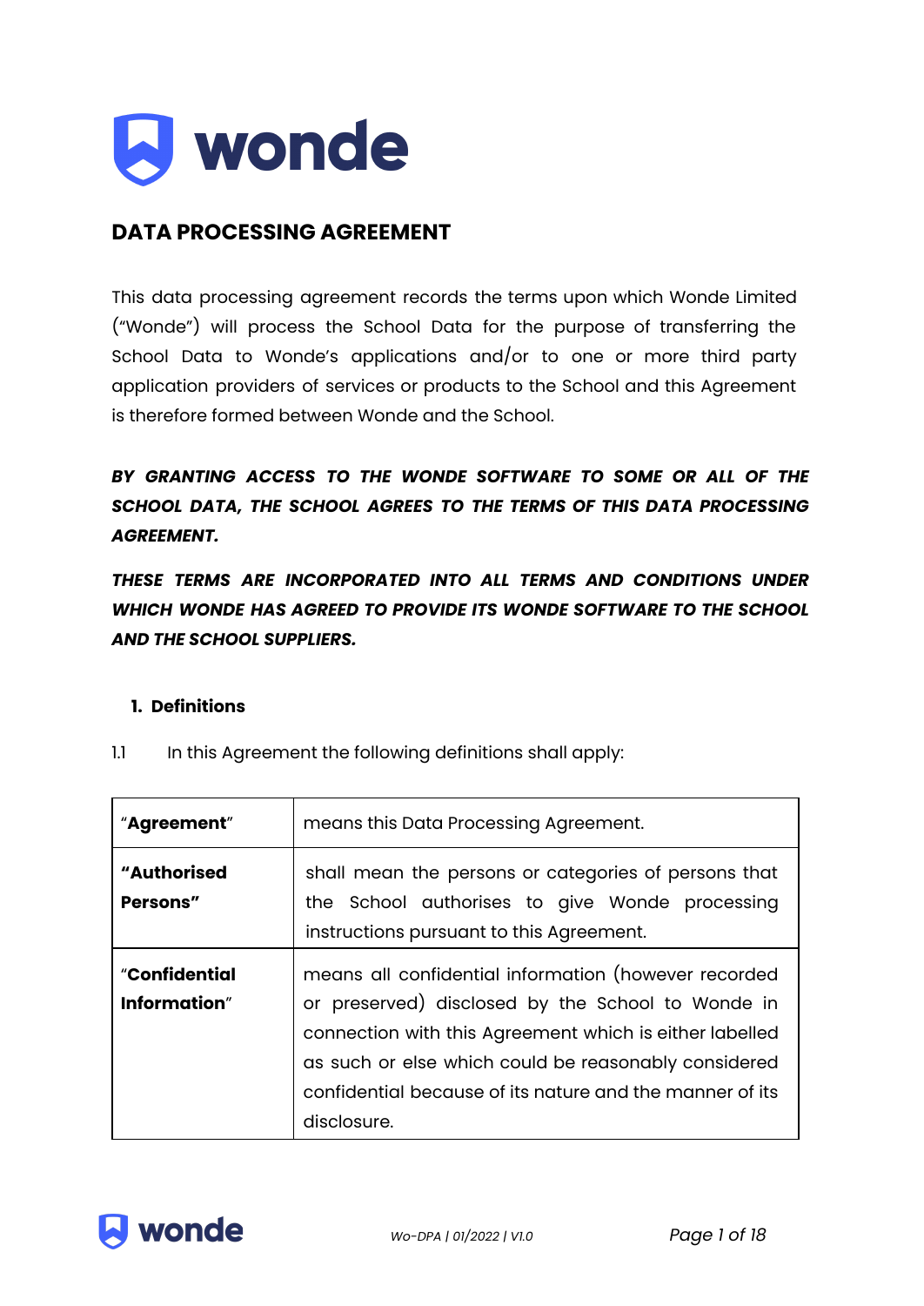# DATA PROCESSING AGREEMENT

This data processing agreement records the terms upon which Wonde Limited ("Wonde") will process the School Data for the purpose of transferring the School Data to Wonde's applications and/or to one or more third party application providers of services or products to the School and this Agreement is therefore formed between Wonde and the School.

***BY GRANTING ACCESS TO THE WONDE SOFTWARE TO SOME OR ALL OF THE SCHOOL DATA, THE SCHOOL AGREES TO THE TERMS OF THIS DATA PROCESSING AGREEMENT.***

***THESE TERMS ARE INCORPORATED INTO ALL TERMS AND CONDITIONS UNDER WHICH WONDE HAS AGREED TO PROVIDE ITS WONDE SOFTWARE TO THE SCHOOL AND THE SCHOOL SUPPLIERS.***

## 1. Definitions

1.1 In this Agreement the following definitions shall apply:

| | |
|---|---|
| "**Agreement**" | means this Data Processing Agreement. |
| **"Authorised Persons"** | shall mean the persons or categories of persons that the School authorises to give Wonde processing instructions pursuant to this Agreement. |
| "**Confidential Information**" | means all confidential information (however recorded or preserved) disclosed by the School to Wonde in connection with this Agreement which is either labelled as such or else which could be reasonably considered confidential because of its nature and the manner of its disclosure. |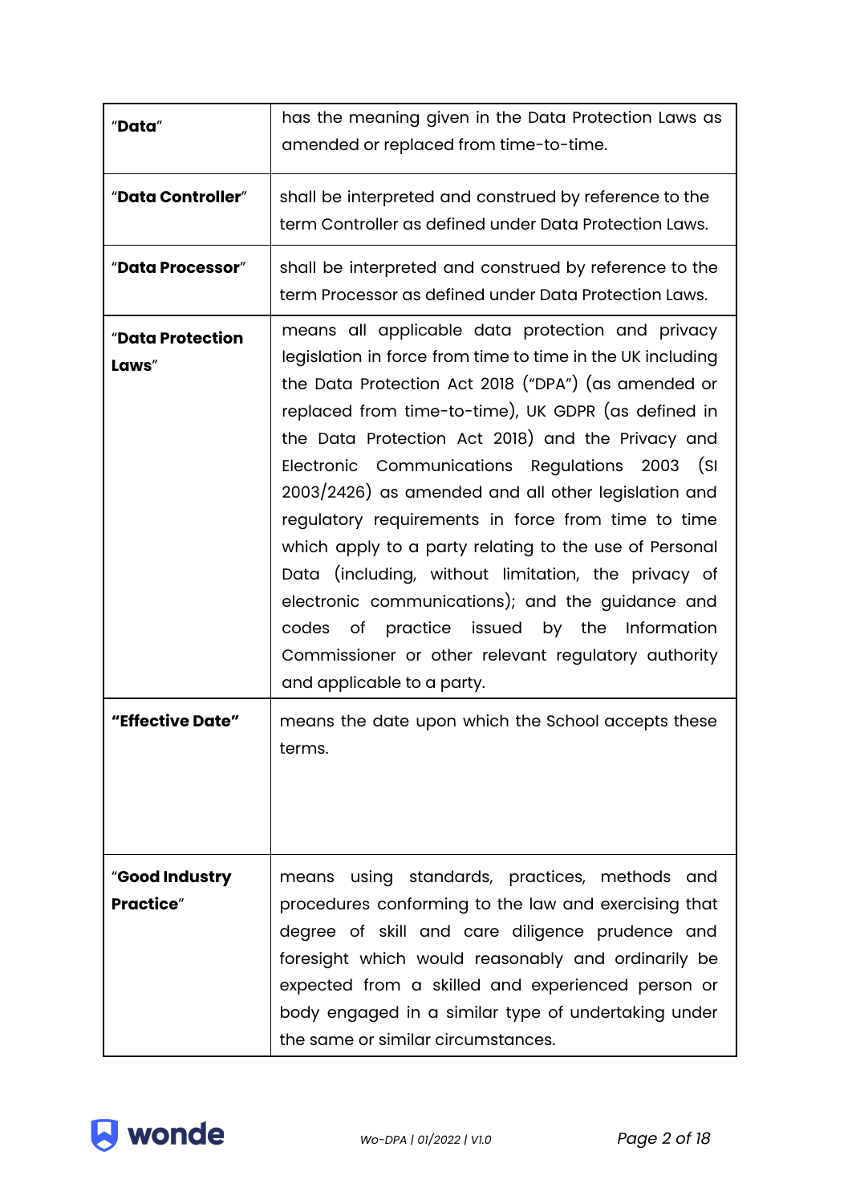| | |
|---|---|
| "**Data**" | has the meaning given in the Data Protection Laws as amended or replaced from time-to-time. |
| "**Data Controller**" | shall be interpreted and construed by reference to the term Controller as defined under Data Protection Laws. |
| "**Data Processor**" | shall be interpreted and construed by reference to the term Processor as defined under Data Protection Laws. |
| "**Data Protection Laws**" | means all applicable data protection and privacy legislation in force from time to time in the UK including the Data Protection Act 2018 ("DPA") (as amended or replaced from time-to-time), UK GDPR (as defined in the Data Protection Act 2018) and the Privacy and Electronic Communications Regulations 2003 (SI 2003/2426) as amended and all other legislation and regulatory requirements in force from time to time which apply to a party relating to the use of Personal Data (including, without limitation, the privacy of electronic communications); and the guidance and codes of practice issued by the Information Commissioner or other relevant regulatory authority and applicable to a party. |
| **"Effective Date"** | means the date upon which the School accepts these terms. |
| "**Good Industry Practice**" | means using standards, practices, methods and procedures conforming to the law and exercising that degree of skill and care diligence prudence and foresight which would reasonably and ordinarily be expected from a skilled and experienced person or body engaged in a similar type of undertaking under the same or similar circumstances. |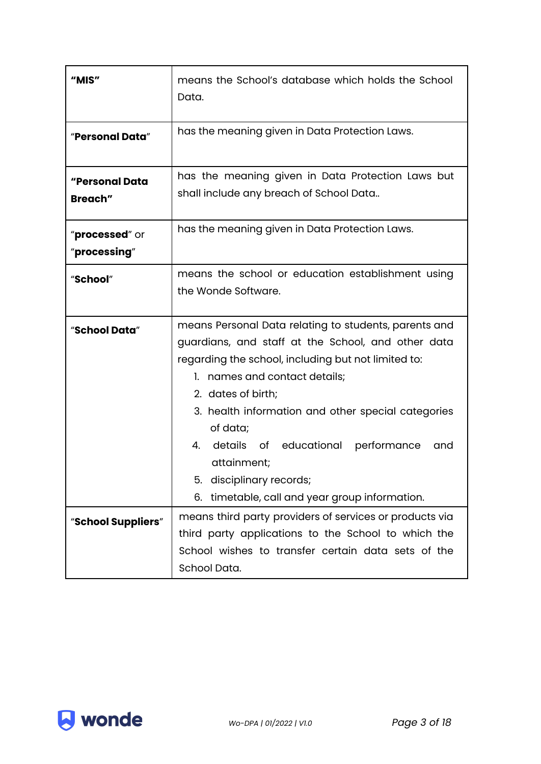| | |
|---|---|
| **"MIS"** | means the School's database which holds the School Data. |
| "**Personal Data**" | has the meaning given in Data Protection Laws. |
| **"Personal Data Breach"** | has the meaning given in Data Protection Laws but shall include any breach of School Data.. |
| "**processed**" or "**processing**" | has the meaning given in Data Protection Laws. |
| "**School**" | means the school or education establishment using the Wonde Software. |
| "**School Data**" | means Personal Data relating to students, parents and guardians, and staff at the School, and other data regarding the school, including but not limited to:<br>1. names and contact details;<br>2. dates of birth;<br>3. health information and other special categories of data;<br>4. details of educational performance and attainment;<br>5. disciplinary records;<br>6. timetable, call and year group information. |
| "**School Suppliers**" | means third party providers of services or products via third party applications to the School to which the School wishes to transfer certain data sets of the School Data. |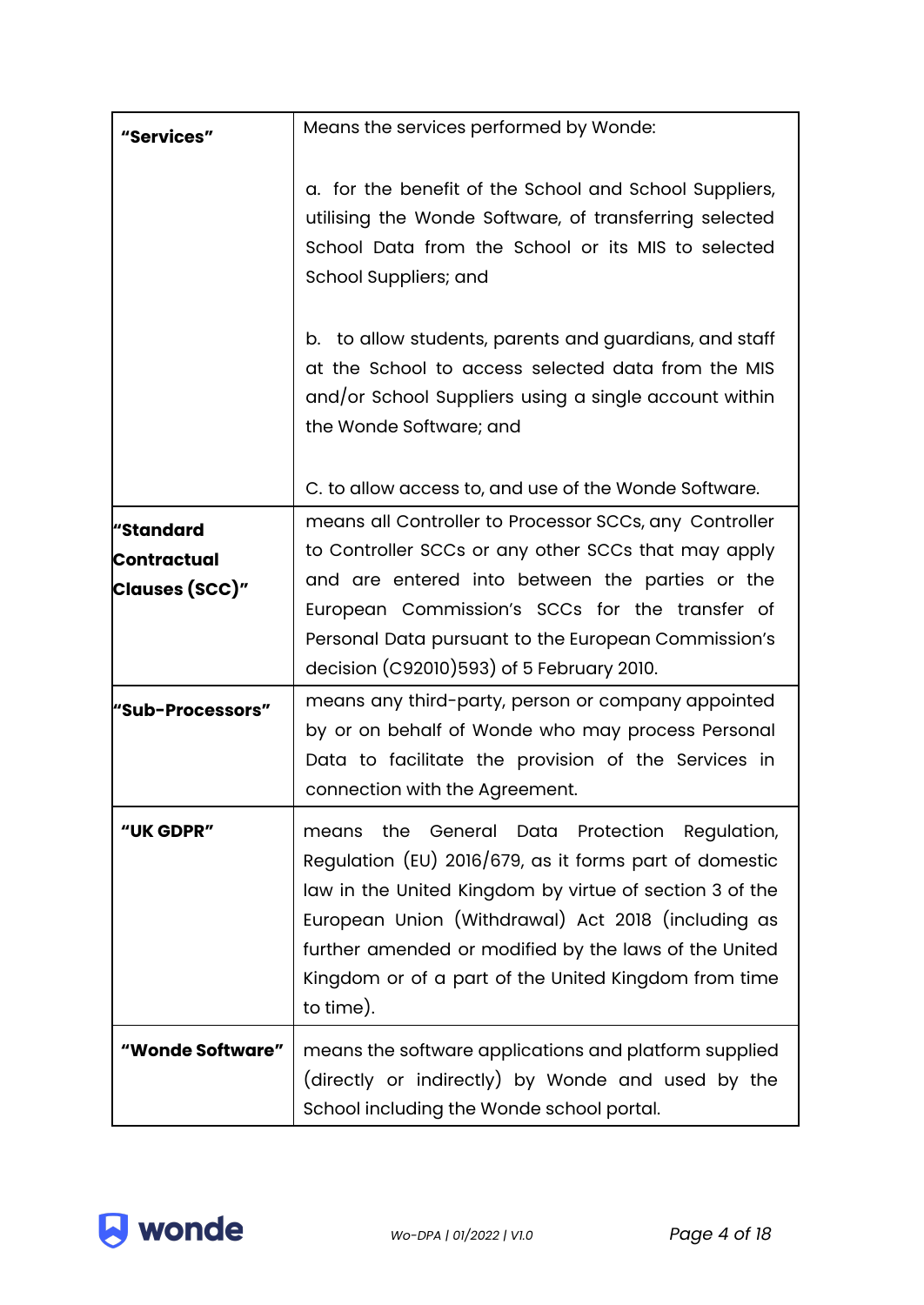| | |
|---|---|
| **"Services"** | Means the services performed by Wonde:<br><br>a. for the benefit of the School and School Suppliers, utilising the Wonde Software, of transferring selected School Data from the School or its MIS to selected School Suppliers; and<br><br>b. to allow students, parents and guardians, and staff at the School to access selected data from the MIS and/or School Suppliers using a single account within the Wonde Software; and<br><br>C. to allow access to, and use of the Wonde Software. |
| **"Standard Contractual Clauses (SCC)"** | means all Controller to Processor SCCs, any Controller to Controller SCCs or any other SCCs that may apply and are entered into between the parties or the European Commission's SCCs for the transfer of Personal Data pursuant to the European Commission's decision (C92010)593) of 5 February 2010. |
| **"Sub-Processors"** | means any third-party, person or company appointed by or on behalf of Wonde who may process Personal Data to facilitate the provision of the Services in connection with the Agreement. |
| **"UK GDPR"** | means the General Data Protection Regulation, Regulation (EU) 2016/679, as it forms part of domestic law in the United Kingdom by virtue of section 3 of the European Union (Withdrawal) Act 2018 (including as further amended or modified by the laws of the United Kingdom or of a part of the United Kingdom from time to time). |
| **"Wonde Software"** | means the software applications and platform supplied (directly or indirectly) by Wonde and used by the School including the Wonde school portal. |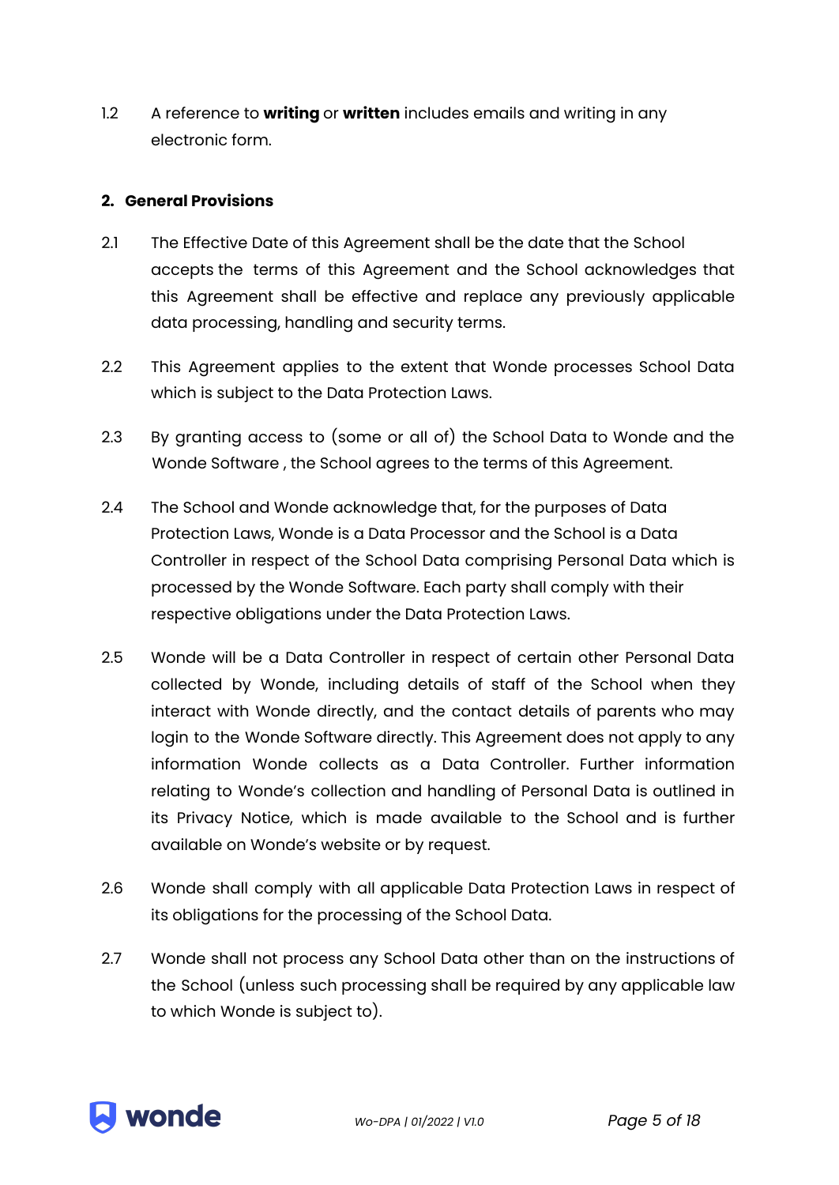1.2 A reference to **writing** or **written** includes emails and writing in any electronic form.

## 2. General Provisions

2.1 The Effective Date of this Agreement shall be the date that the School accepts the terms of this Agreement and the School acknowledges that this Agreement shall be effective and replace any previously applicable data processing, handling and security terms.

2.2 This Agreement applies to the extent that Wonde processes School Data which is subject to the Data Protection Laws.

2.3 By granting access to (some or all of) the School Data to Wonde and the Wonde Software , the School agrees to the terms of this Agreement.

2.4 The School and Wonde acknowledge that, for the purposes of Data Protection Laws, Wonde is a Data Processor and the School is a Data Controller in respect of the School Data comprising Personal Data which is processed by the Wonde Software. Each party shall comply with their respective obligations under the Data Protection Laws.

2.5 Wonde will be a Data Controller in respect of certain other Personal Data collected by Wonde, including details of staff of the School when they interact with Wonde directly, and the contact details of parents who may login to the Wonde Software directly. This Agreement does not apply to any information Wonde collects as a Data Controller. Further information relating to Wonde's collection and handling of Personal Data is outlined in its Privacy Notice, which is made available to the School and is further available on Wonde's website or by request.

2.6 Wonde shall comply with all applicable Data Protection Laws in respect of its obligations for the processing of the School Data.

2.7 Wonde shall not process any School Data other than on the instructions of the School (unless such processing shall be required by any applicable law to which Wonde is subject to).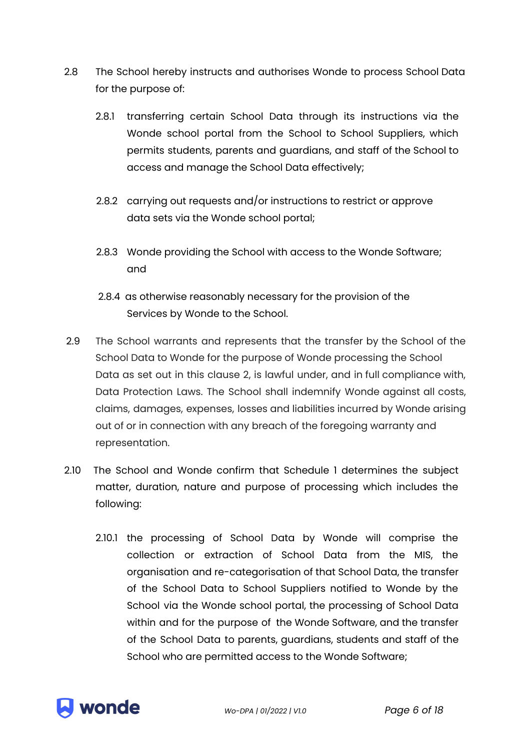2.8 The School hereby instructs and authorises Wonde to process School Data for the purpose of:

2.8.1 transferring certain School Data through its instructions via the Wonde school portal from the School to School Suppliers, which permits students, parents and guardians, and staff of the School to access and manage the School Data effectively;

2.8.2 carrying out requests and/or instructions to restrict or approve data sets via the Wonde school portal;

2.8.3 Wonde providing the School with access to the Wonde Software; and

2.8.4 as otherwise reasonably necessary for the provision of the Services by Wonde to the School.

2.9 The School warrants and represents that the transfer by the School of the School Data to Wonde for the purpose of Wonde processing the School Data as set out in this clause 2, is lawful under, and in full compliance with, Data Protection Laws. The School shall indemnify Wonde against all costs, claims, damages, expenses, losses and liabilities incurred by Wonde arising out of or in connection with any breach of the foregoing warranty and representation.

2.10 The School and Wonde confirm that Schedule 1 determines the subject matter, duration, nature and purpose of processing which includes the following:

2.10.1 the processing of School Data by Wonde will comprise the collection or extraction of School Data from the MIS, the organisation and re-categorisation of that School Data, the transfer of the School Data to School Suppliers notified to Wonde by the School via the Wonde school portal, the processing of School Data within and for the purpose of the Wonde Software, and the transfer of the School Data to parents, guardians, students and staff of the School who are permitted access to the Wonde Software;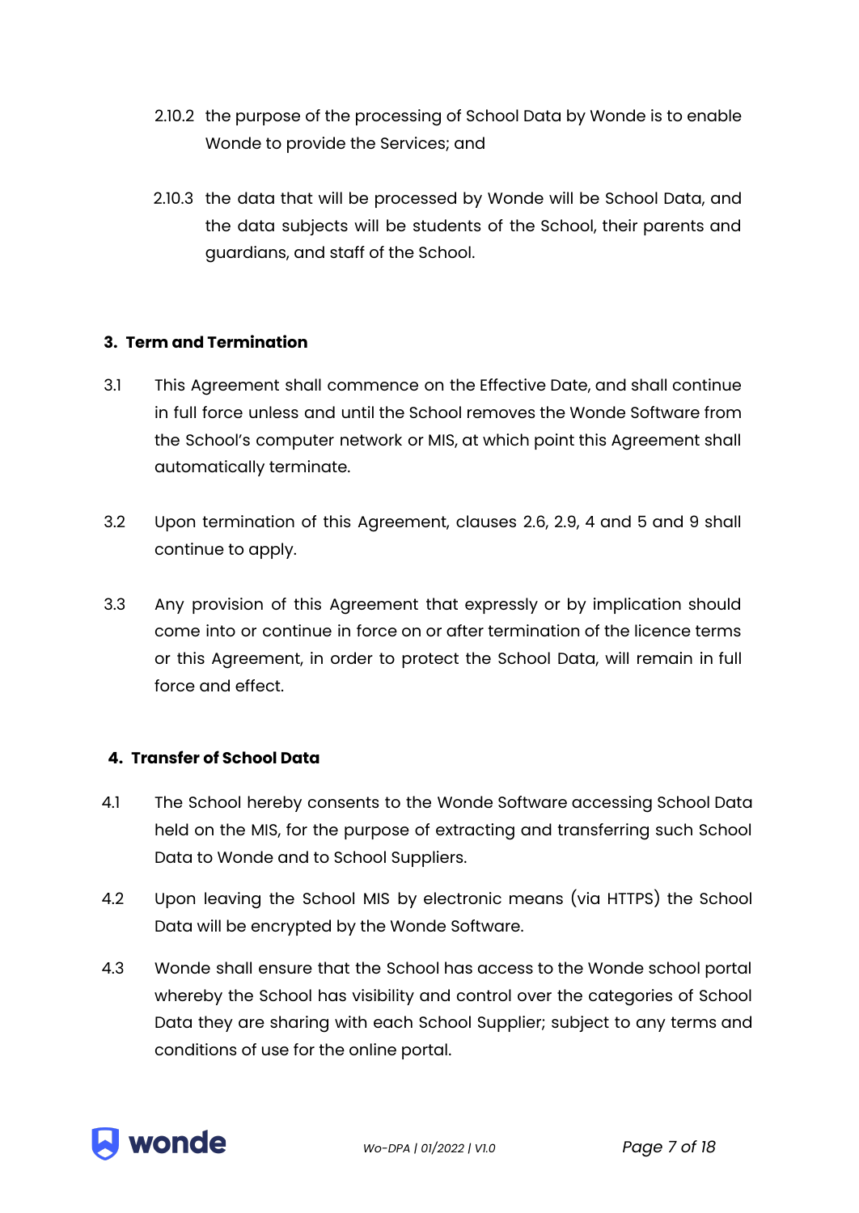2.10.2 the purpose of the processing of School Data by Wonde is to enable Wonde to provide the Services; and

2.10.3 the data that will be processed by Wonde will be School Data, and the data subjects will be students of the School, their parents and guardians, and staff of the School.

## 3. Term and Termination

3.1 This Agreement shall commence on the Effective Date, and shall continue in full force unless and until the School removes the Wonde Software from the School's computer network or MIS, at which point this Agreement shall automatically terminate.

3.2 Upon termination of this Agreement, clauses 2.6, 2.9, 4 and 5 and 9 shall continue to apply.

3.3 Any provision of this Agreement that expressly or by implication should come into or continue in force on or after termination of the licence terms or this Agreement, in order to protect the School Data, will remain in full force and effect.

## 4. Transfer of School Data

4.1 The School hereby consents to the Wonde Software accessing School Data held on the MIS, for the purpose of extracting and transferring such School Data to Wonde and to School Suppliers.

4.2 Upon leaving the School MIS by electronic means (via HTTPS) the School Data will be encrypted by the Wonde Software.

4.3 Wonde shall ensure that the School has access to the Wonde school portal whereby the School has visibility and control over the categories of School Data they are sharing with each School Supplier; subject to any terms and conditions of use for the online portal.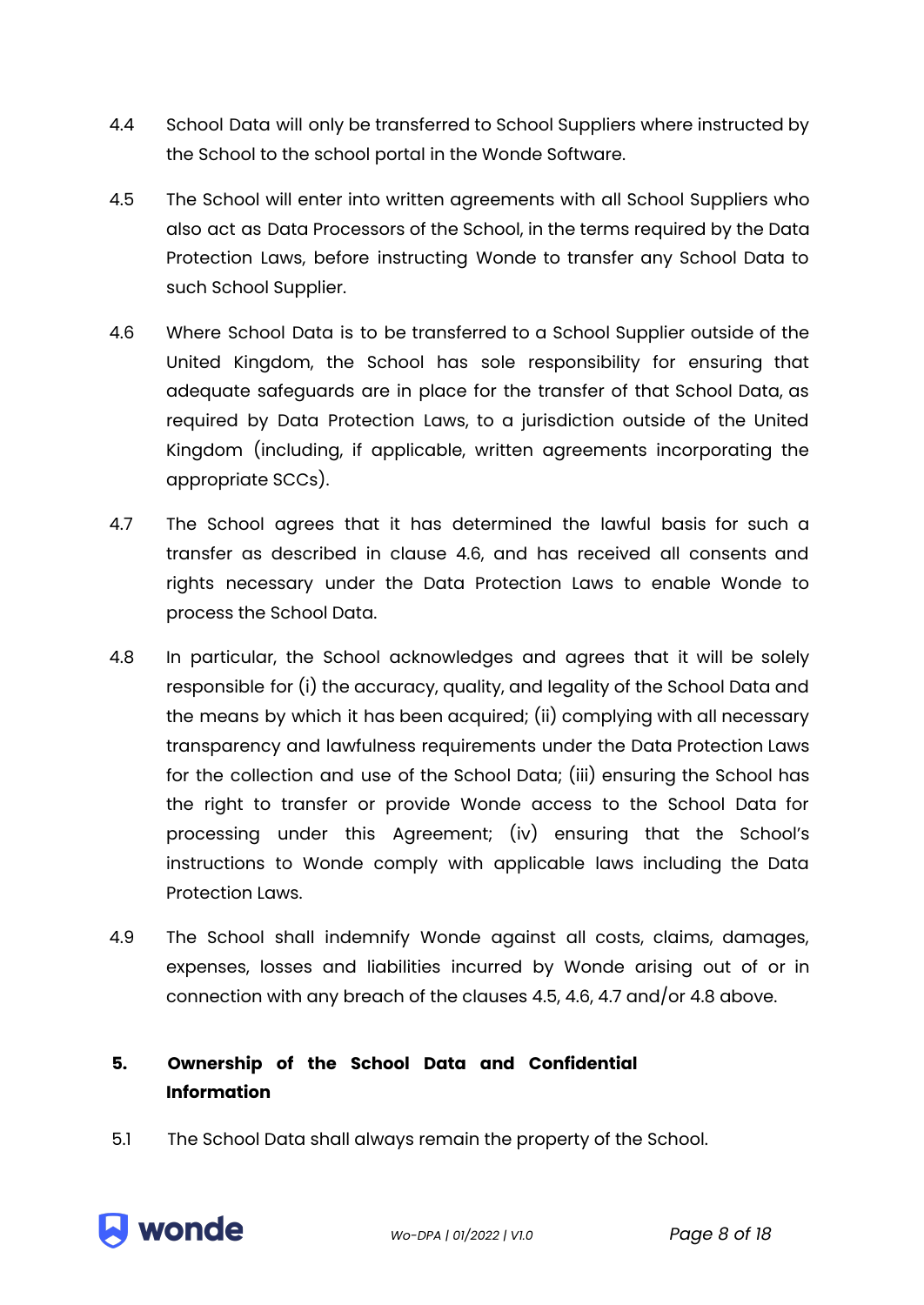4.4 School Data will only be transferred to School Suppliers where instructed by the School to the school portal in the Wonde Software.

4.5 The School will enter into written agreements with all School Suppliers who also act as Data Processors of the School, in the terms required by the Data Protection Laws, before instructing Wonde to transfer any School Data to such School Supplier.

4.6 Where School Data is to be transferred to a School Supplier outside of the United Kingdom, the School has sole responsibility for ensuring that adequate safeguards are in place for the transfer of that School Data, as required by Data Protection Laws, to a jurisdiction outside of the United Kingdom (including, if applicable, written agreements incorporating the appropriate SCCs).

4.7 The School agrees that it has determined the lawful basis for such a transfer as described in clause 4.6, and has received all consents and rights necessary under the Data Protection Laws to enable Wonde to process the School Data.

4.8 In particular, the School acknowledges and agrees that it will be solely responsible for (i) the accuracy, quality, and legality of the School Data and the means by which it has been acquired; (ii) complying with all necessary transparency and lawfulness requirements under the Data Protection Laws for the collection and use of the School Data; (iii) ensuring the School has the right to transfer or provide Wonde access to the School Data for processing under this Agreement; (iv) ensuring that the School's instructions to Wonde comply with applicable laws including the Data Protection Laws.

4.9 The School shall indemnify Wonde against all costs, claims, damages, expenses, losses and liabilities incurred by Wonde arising out of or in connection with any breach of the clauses 4.5, 4.6, 4.7 and/or 4.8 above.

## 5. Ownership of the School Data and Confidential Information

5.1 The School Data shall always remain the property of the School.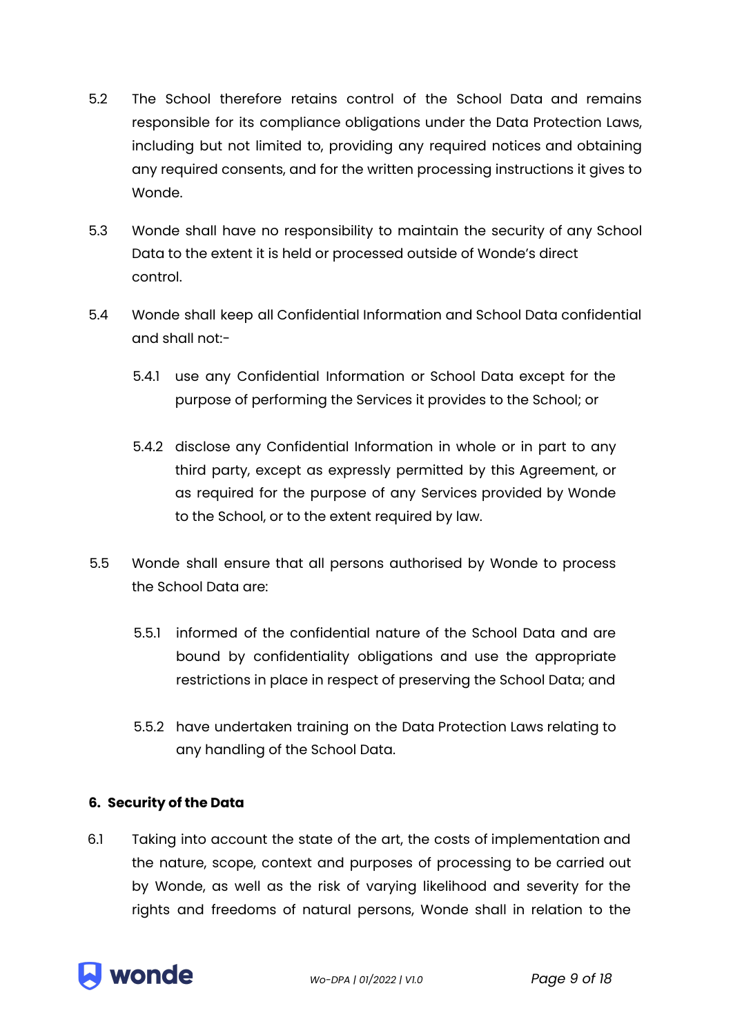5.2 The School therefore retains control of the School Data and remains responsible for its compliance obligations under the Data Protection Laws, including but not limited to, providing any required notices and obtaining any required consents, and for the written processing instructions it gives to Wonde.

5.3 Wonde shall have no responsibility to maintain the security of any School Data to the extent it is held or processed outside of Wonde's direct control.

5.4 Wonde shall keep all Confidential Information and School Data confidential and shall not:-

5.4.1 use any Confidential Information or School Data except for the purpose of performing the Services it provides to the School; or

5.4.2 disclose any Confidential Information in whole or in part to any third party, except as expressly permitted by this Agreement, or as required for the purpose of any Services provided by Wonde to the School, or to the extent required by law.

5.5 Wonde shall ensure that all persons authorised by Wonde to process the School Data are:

5.5.1 informed of the confidential nature of the School Data and are bound by confidentiality obligations and use the appropriate restrictions in place in respect of preserving the School Data; and

5.5.2 have undertaken training on the Data Protection Laws relating to any handling of the School Data.

**6. Security of the Data**

6.1 Taking into account the state of the art, the costs of implementation and the nature, scope, context and purposes of processing to be carried out by Wonde, as well as the risk of varying likelihood and severity for the rights and freedoms of natural persons, Wonde shall in relation to the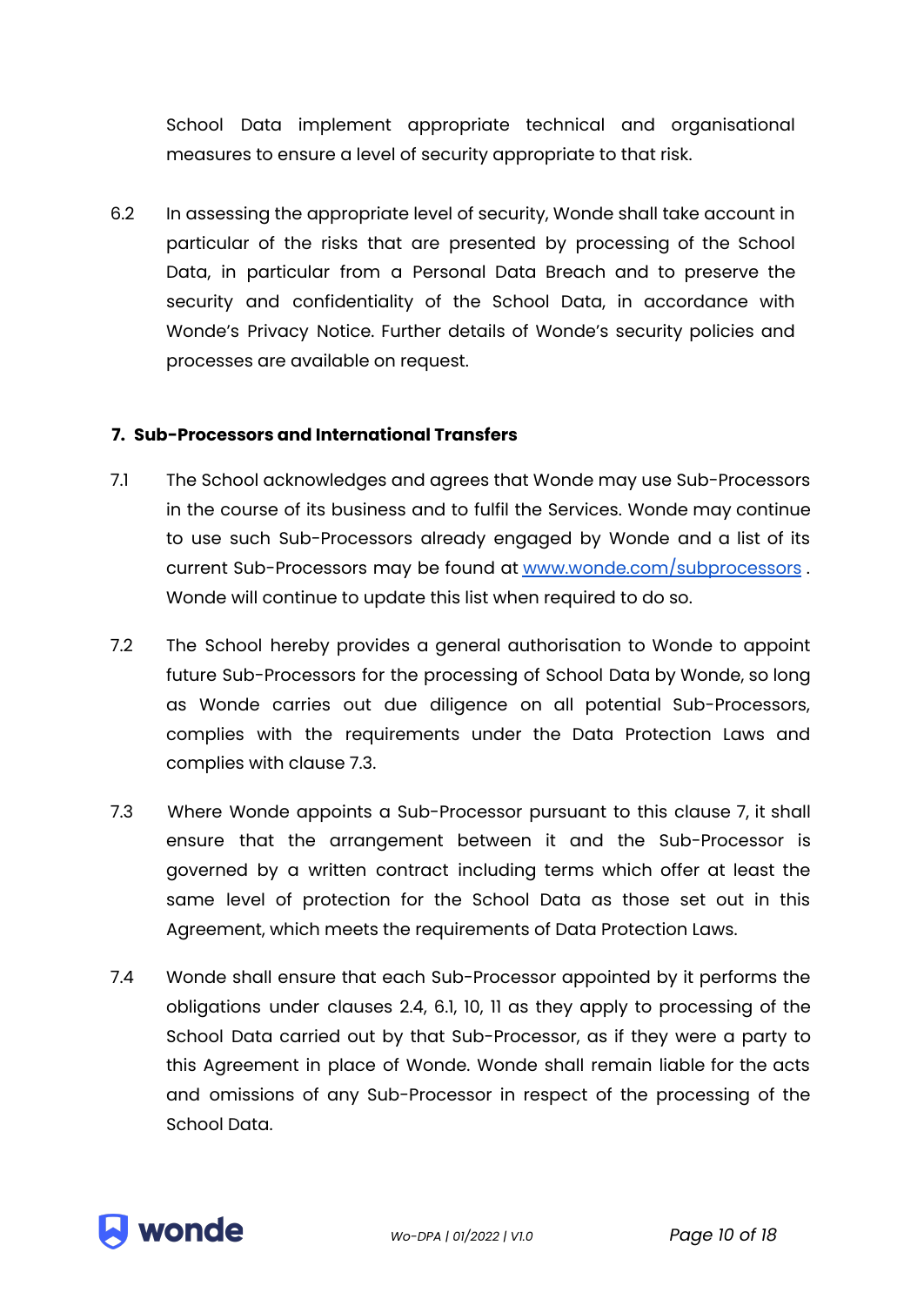School Data implement appropriate technical and organisational measures to ensure a level of security appropriate to that risk.

6.2 In assessing the appropriate level of security, Wonde shall take account in particular of the risks that are presented by processing of the School Data, in particular from a Personal Data Breach and to preserve the security and confidentiality of the School Data, in accordance with Wonde's Privacy Notice. Further details of Wonde's security policies and processes are available on request.

**7. Sub-Processors and International Transfers**

7.1 The School acknowledges and agrees that Wonde may use Sub-Processors in the course of its business and to fulfil the Services. Wonde may continue to use such Sub-Processors already engaged by Wonde and a list of its current Sub-Processors may be found at [www.wonde.com/subprocessors](www.wonde.com/subprocessors) . Wonde will continue to update this list when required to do so.

7.2 The School hereby provides a general authorisation to Wonde to appoint future Sub-Processors for the processing of School Data by Wonde, so long as Wonde carries out due diligence on all potential Sub-Processors, complies with the requirements under the Data Protection Laws and complies with clause 7.3.

7.3 Where Wonde appoints a Sub-Processor pursuant to this clause 7, it shall ensure that the arrangement between it and the Sub-Processor is governed by a written contract including terms which offer at least the same level of protection for the School Data as those set out in this Agreement, which meets the requirements of Data Protection Laws.

7.4 Wonde shall ensure that each Sub-Processor appointed by it performs the obligations under clauses 2.4, 6.1, 10, 11 as they apply to processing of the School Data carried out by that Sub-Processor, as if they were a party to this Agreement in place of Wonde. Wonde shall remain liable for the acts and omissions of any Sub-Processor in respect of the processing of the School Data.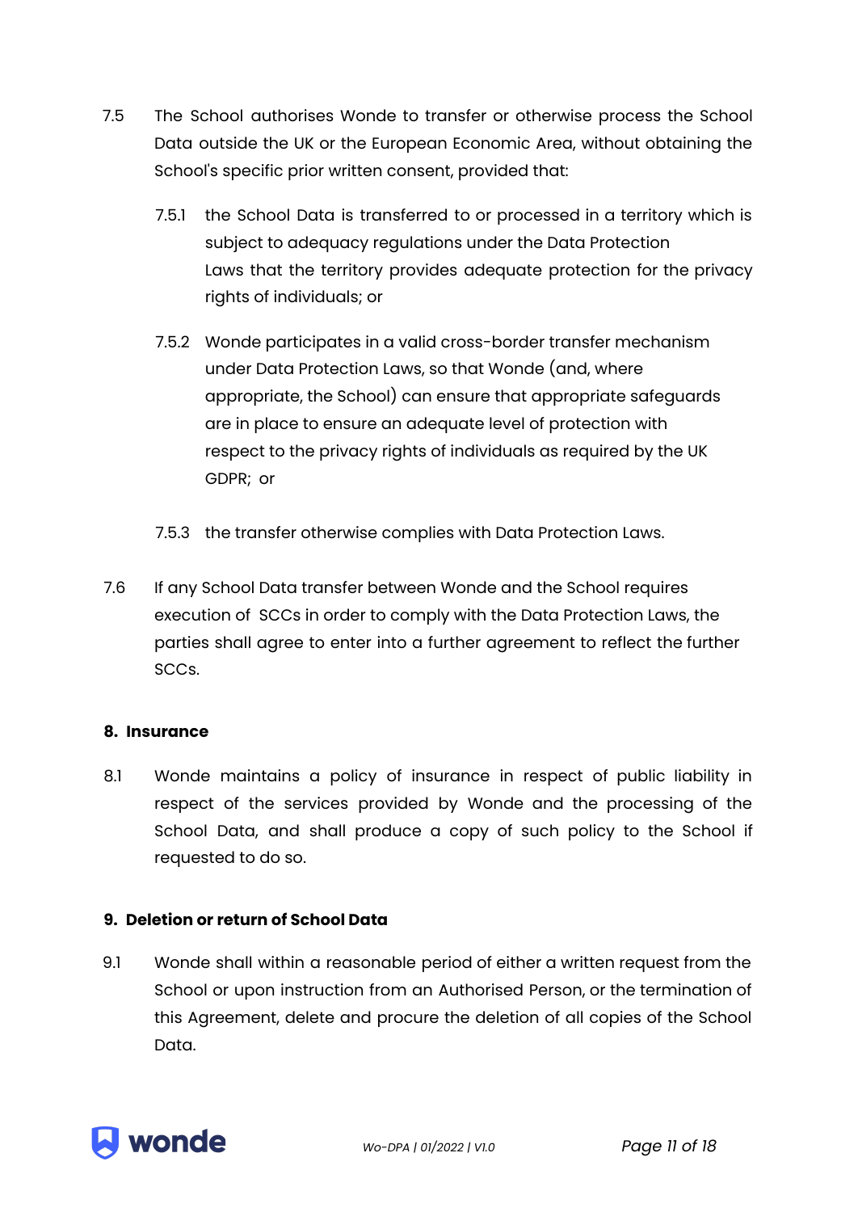7.5 The School authorises Wonde to transfer or otherwise process the School Data outside the UK or the European Economic Area, without obtaining the School's specific prior written consent, provided that:

7.5.1 the School Data is transferred to or processed in a territory which is subject to adequacy regulations under the Data Protection Laws that the territory provides adequate protection for the privacy rights of individuals; or

7.5.2 Wonde participates in a valid cross-border transfer mechanism under Data Protection Laws, so that Wonde (and, where appropriate, the School) can ensure that appropriate safeguards are in place to ensure an adequate level of protection with respect to the privacy rights of individuals as required by the UK GDPR; or

7.5.3 the transfer otherwise complies with Data Protection Laws.

7.6 If any School Data transfer between Wonde and the School requires execution of SCCs in order to comply with the Data Protection Laws, the parties shall agree to enter into a further agreement to reflect the further SCCs.

## 8. Insurance

8.1 Wonde maintains a policy of insurance in respect of public liability in respect of the services provided by Wonde and the processing of the School Data, and shall produce a copy of such policy to the School if requested to do so.

## 9. Deletion or return of School Data

9.1 Wonde shall within a reasonable period of either a written request from the School or upon instruction from an Authorised Person, or the termination of this Agreement, delete and procure the deletion of all copies of the School Data.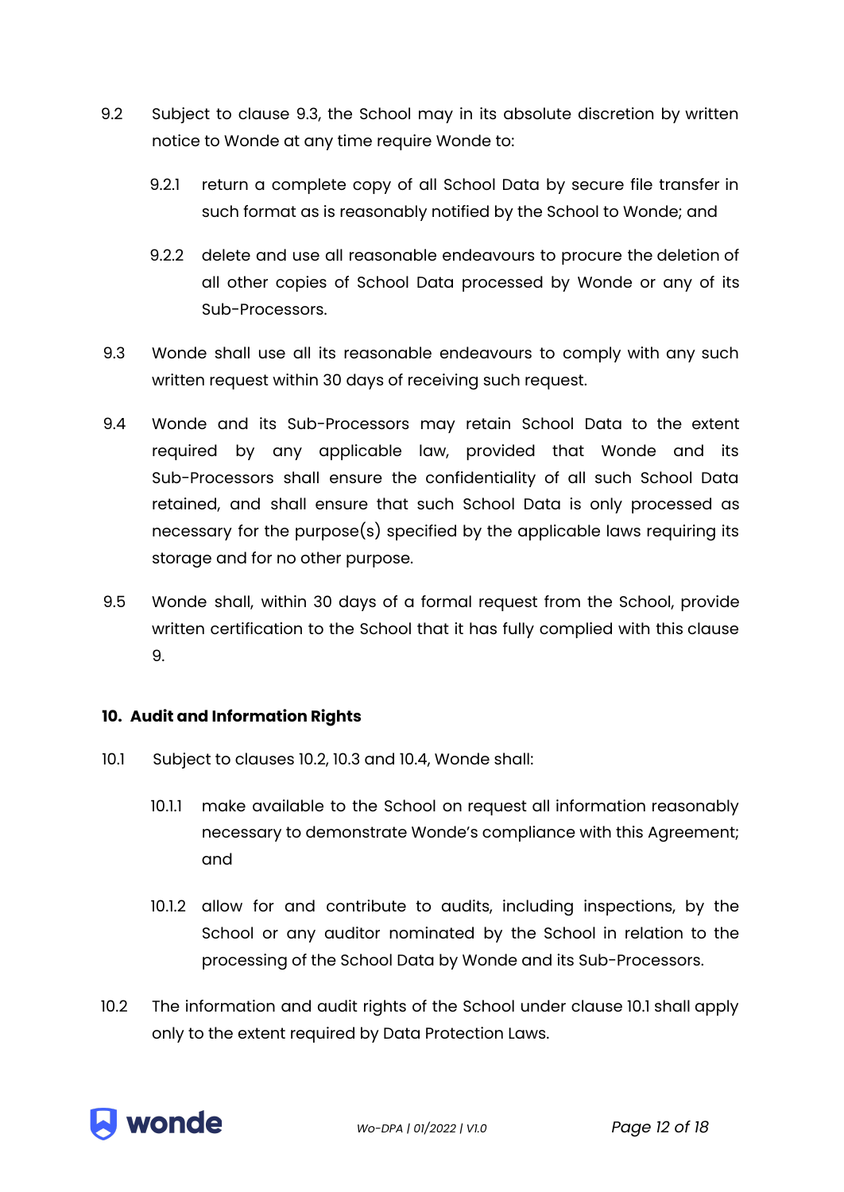9.2 Subject to clause 9.3, the School may in its absolute discretion by written notice to Wonde at any time require Wonde to:

9.2.1 return a complete copy of all School Data by secure file transfer in such format as is reasonably notified by the School to Wonde; and

9.2.2 delete and use all reasonable endeavours to procure the deletion of all other copies of School Data processed by Wonde or any of its Sub-Processors.

9.3 Wonde shall use all its reasonable endeavours to comply with any such written request within 30 days of receiving such request.

9.4 Wonde and its Sub-Processors may retain School Data to the extent required by any applicable law, provided that Wonde and its Sub-Processors shall ensure the confidentiality of all such School Data retained, and shall ensure that such School Data is only processed as necessary for the purpose(s) specified by the applicable laws requiring its storage and for no other purpose.

9.5 Wonde shall, within 30 days of a formal request from the School, provide written certification to the School that it has fully complied with this clause 9.

## 10. Audit and Information Rights

10.1 Subject to clauses 10.2, 10.3 and 10.4, Wonde shall:

10.1.1 make available to the School on request all information reasonably necessary to demonstrate Wonde's compliance with this Agreement; and

10.1.2 allow for and contribute to audits, including inspections, by the School or any auditor nominated by the School in relation to the processing of the School Data by Wonde and its Sub-Processors.

10.2 The information and audit rights of the School under clause 10.1 shall apply only to the extent required by Data Protection Laws.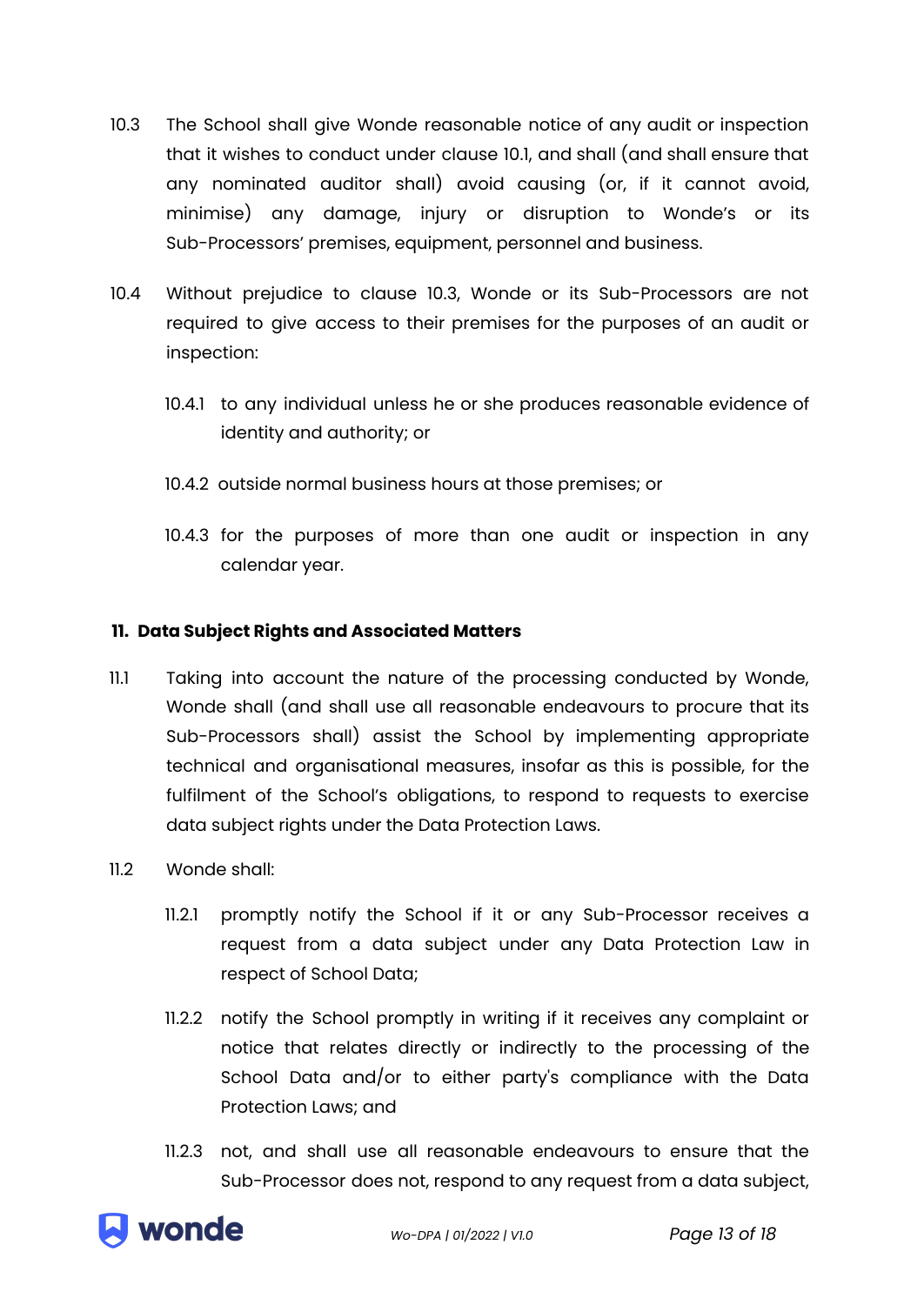10.3 The School shall give Wonde reasonable notice of any audit or inspection that it wishes to conduct under clause 10.1, and shall (and shall ensure that any nominated auditor shall) avoid causing (or, if it cannot avoid, minimise) any damage, injury or disruption to Wonde's or its Sub-Processors' premises, equipment, personnel and business.

10.4 Without prejudice to clause 10.3, Wonde or its Sub-Processors are not required to give access to their premises for the purposes of an audit or inspection:

10.4.1 to any individual unless he or she produces reasonable evidence of identity and authority; or

10.4.2 outside normal business hours at those premises; or

10.4.3 for the purposes of more than one audit or inspection in any calendar year.

**11. Data Subject Rights and Associated Matters**

11.1 Taking into account the nature of the processing conducted by Wonde, Wonde shall (and shall use all reasonable endeavours to procure that its Sub-Processors shall) assist the School by implementing appropriate technical and organisational measures, insofar as this is possible, for the fulfilment of the School's obligations, to respond to requests to exercise data subject rights under the Data Protection Laws.

11.2 Wonde shall:

11.2.1 promptly notify the School if it or any Sub-Processor receives a request from a data subject under any Data Protection Law in respect of School Data;

11.2.2 notify the School promptly in writing if it receives any complaint or notice that relates directly or indirectly to the processing of the School Data and/or to either party's compliance with the Data Protection Laws; and

11.2.3 not, and shall use all reasonable endeavours to ensure that the Sub-Processor does not, respond to any request from a data subject,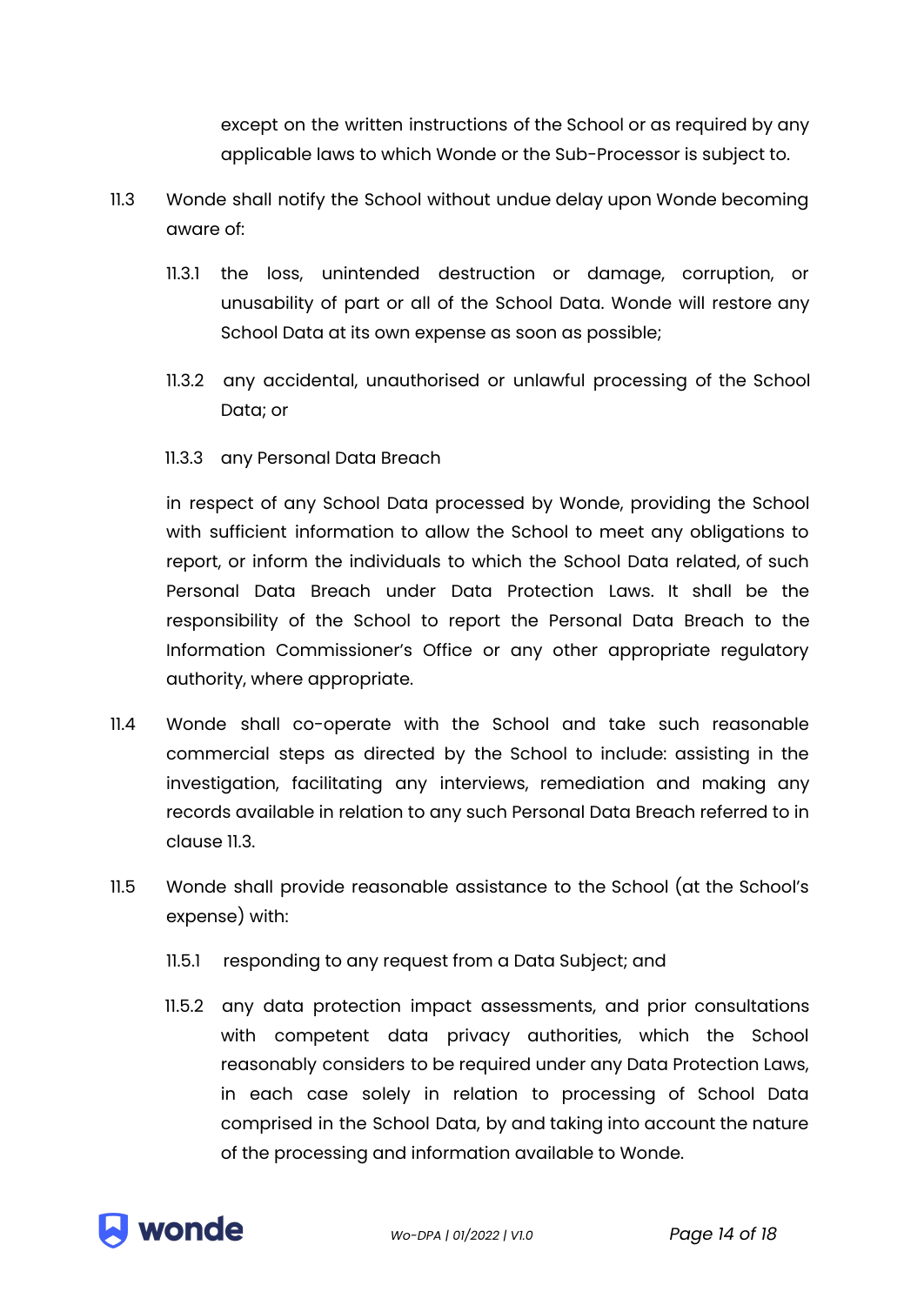except on the written instructions of the School or as required by any applicable laws to which Wonde or the Sub-Processor is subject to.

11.3 Wonde shall notify the School without undue delay upon Wonde becoming aware of:

11.3.1 the loss, unintended destruction or damage, corruption, or unusability of part or all of the School Data. Wonde will restore any School Data at its own expense as soon as possible;

11.3.2 any accidental, unauthorised or unlawful processing of the School Data; or

11.3.3 any Personal Data Breach

in respect of any School Data processed by Wonde, providing the School with sufficient information to allow the School to meet any obligations to report, or inform the individuals to which the School Data related, of such Personal Data Breach under Data Protection Laws. It shall be the responsibility of the School to report the Personal Data Breach to the Information Commissioner's Office or any other appropriate regulatory authority, where appropriate.

11.4 Wonde shall co-operate with the School and take such reasonable commercial steps as directed by the School to include: assisting in the investigation, facilitating any interviews, remediation and making any records available in relation to any such Personal Data Breach referred to in clause 11.3.

11.5 Wonde shall provide reasonable assistance to the School (at the School's expense) with:

11.5.1 responding to any request from a Data Subject; and

11.5.2 any data protection impact assessments, and prior consultations with competent data privacy authorities, which the School reasonably considers to be required under any Data Protection Laws, in each case solely in relation to processing of School Data comprised in the School Data, by and taking into account the nature of the processing and information available to Wonde.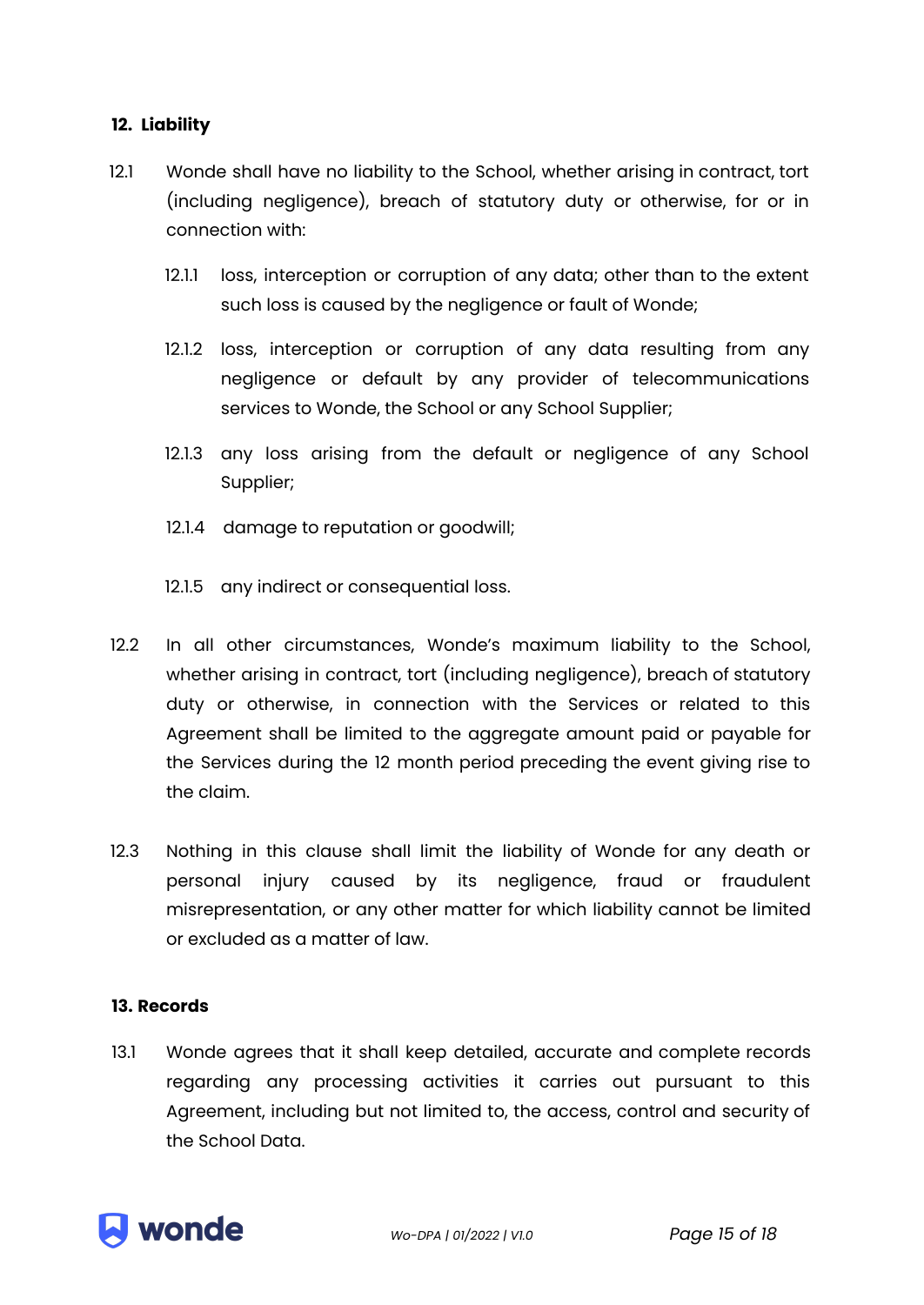## 12. Liability

12.1 Wonde shall have no liability to the School, whether arising in contract, tort (including negligence), breach of statutory duty or otherwise, for or in connection with:

12.1.1 loss, interception or corruption of any data; other than to the extent such loss is caused by the negligence or fault of Wonde;

12.1.2 loss, interception or corruption of any data resulting from any negligence or default by any provider of telecommunications services to Wonde, the School or any School Supplier;

12.1.3 any loss arising from the default or negligence of any School Supplier;

12.1.4 damage to reputation or goodwill;

12.1.5 any indirect or consequential loss.

12.2 In all other circumstances, Wonde's maximum liability to the School, whether arising in contract, tort (including negligence), breach of statutory duty or otherwise, in connection with the Services or related to this Agreement shall be limited to the aggregate amount paid or payable for the Services during the 12 month period preceding the event giving rise to the claim.

12.3 Nothing in this clause shall limit the liability of Wonde for any death or personal injury caused by its negligence, fraud or fraudulent misrepresentation, or any other matter for which liability cannot be limited or excluded as a matter of law.

## 13. Records

13.1 Wonde agrees that it shall keep detailed, accurate and complete records regarding any processing activities it carries out pursuant to this Agreement, including but not limited to, the access, control and security of the School Data.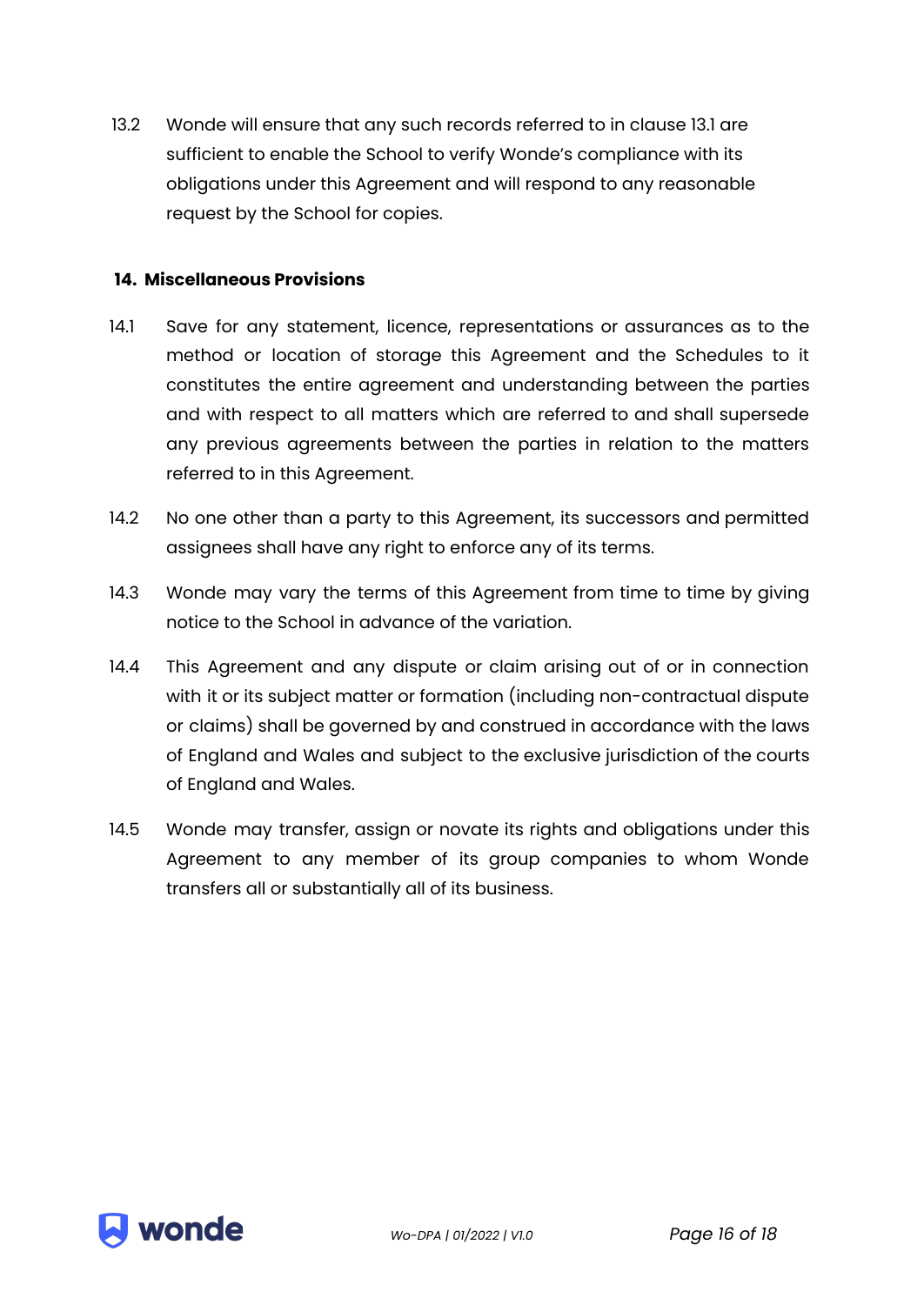13.2 Wonde will ensure that any such records referred to in clause 13.1 are sufficient to enable the School to verify Wonde's compliance with its obligations under this Agreement and will respond to any reasonable request by the School for copies.

## 14. Miscellaneous Provisions

14.1 Save for any statement, licence, representations or assurances as to the method or location of storage this Agreement and the Schedules to it constitutes the entire agreement and understanding between the parties and with respect to all matters which are referred to and shall supersede any previous agreements between the parties in relation to the matters referred to in this Agreement.

14.2 No one other than a party to this Agreement, its successors and permitted assignees shall have any right to enforce any of its terms.

14.3 Wonde may vary the terms of this Agreement from time to time by giving notice to the School in advance of the variation.

14.4 This Agreement and any dispute or claim arising out of or in connection with it or its subject matter or formation (including non-contractual dispute or claims) shall be governed by and construed in accordance with the laws of England and Wales and subject to the exclusive jurisdiction of the courts of England and Wales.

14.5 Wonde may transfer, assign or novate its rights and obligations under this Agreement to any member of its group companies to whom Wonde transfers all or substantially all of its business.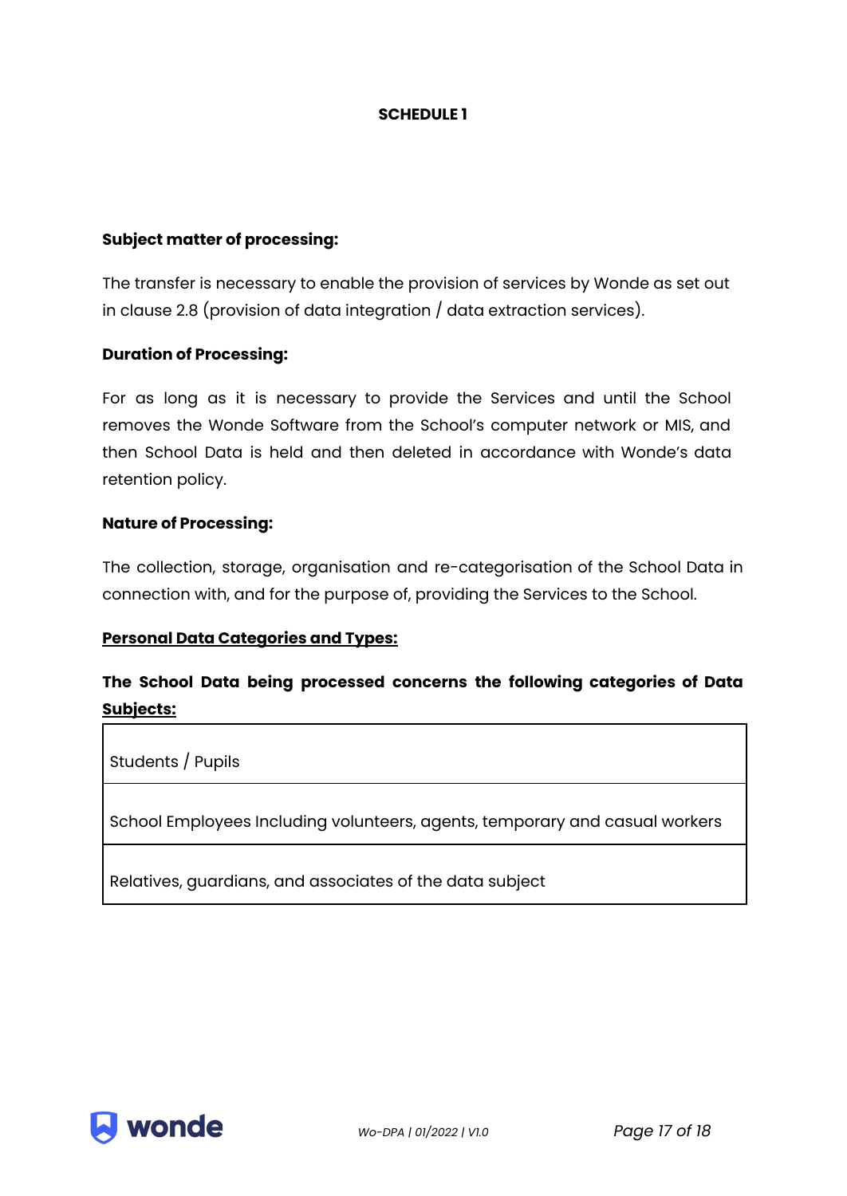## SCHEDULE 1

**Subject matter of processing:**

The transfer is necessary to enable the provision of services by Wonde as set out in clause 2.8 (provision of data integration / data extraction services).

**Duration of Processing:**

For as long as it is necessary to provide the Services and until the School removes the Wonde Software from the School's computer network or MIS, and then School Data is held and then deleted in accordance with Wonde's data retention policy.

**Nature of Processing:**

The collection, storage, organisation and re-categorisation of the School Data in connection with, and for the purpose of, providing the Services to the School.

**Personal Data Categories and Types:**

**The School Data being processed concerns the following categories of Data Subjects:**

| |
|---|
| Students / Pupils |
| School Employees Including volunteers, agents, temporary and casual workers |
| Relatives, guardians, and associates of the data subject |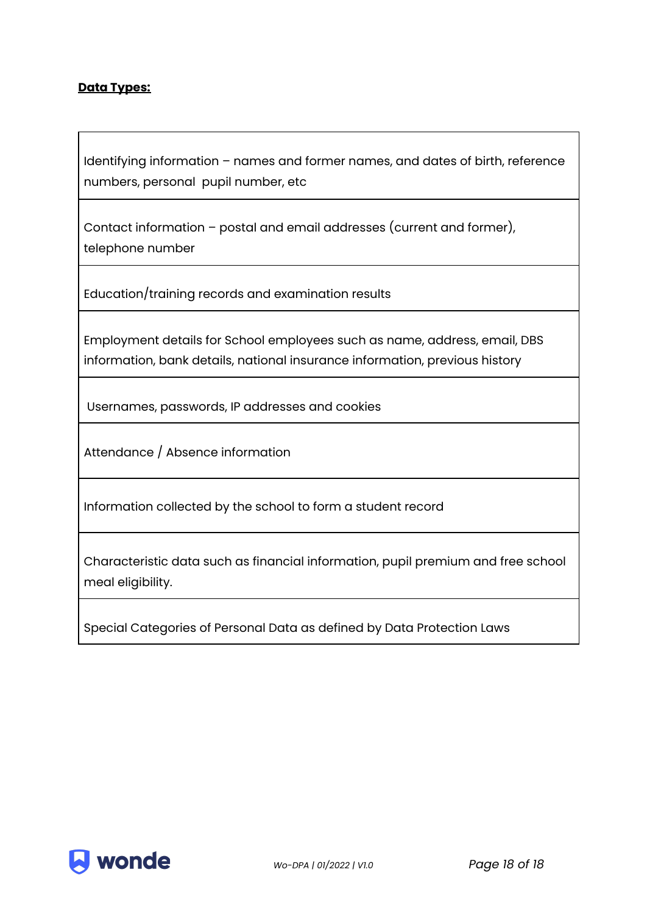**Data Types:**

| |
|---|
| Identifying information – names and former names, and dates of birth, reference numbers, personal pupil number, etc |
| Contact information – postal and email addresses (current and former), telephone number |
| Education/training records and examination results |
| Employment details for School employees such as name, address, email, DBS information, bank details, national insurance information, previous history |
| Usernames, passwords, IP addresses and cookies |
| Attendance / Absence information |
| Information collected by the school to form a student record |
| Characteristic data such as financial information, pupil premium and free school meal eligibility. |
| Special Categories of Personal Data as defined by Data Protection Laws |